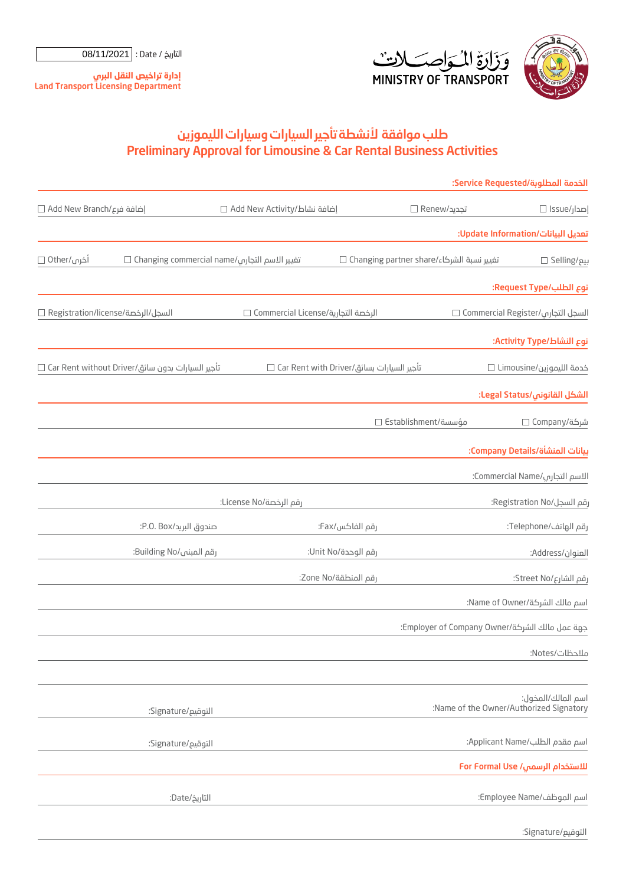Date / التاريخ : 08/11/2021

إدارة تراخيص النقل البري
Land Transport Licensing Department

وزارة المواصلات
MINISTRY OF TRANSPORT

# طلب موافقة لأنشطة تأجير السيارات وسيارات الليموزين
# Preliminary Approval for Limousine & Car Rental Business Activities

**الخدمة المطلوبة/Service Requested:**

☐ إصدار/Issue ☐ تجديد/Renew ☐ إضافة نشاط/Add New Activity ☐ إضافة فرع/Add New Branch

**تعديل البيانات/Update Information:**

☐ بيع/Selling ☐ تغيير نسبة الشركاء/Changing partner share ☐ تغيير الاسم التجاري/Changing commercial name ☐ أخرى/Other

**نوع الطلب/Request Type:**

☐ السجل التجاري/Commercial Register ☐ الرخصة التجارية/Commercial License ☐ السجل/الرخصة/Registration/license

**نوع النشاط/Activity Type:**

☐ خدمة الليموزين/Limousine ☐ تأجير السيارات بسائق/Car Rent with Driver ☐ تأجير السيارات بدون سائق/Car Rent without Driver

**الشكل القانوني/Legal Status:**

☐ شركة/Company ☐ مؤسسة/Establishment

**بيانات المنشأة/Company Details:**

الاسم التجاري/Commercial Name:

رقم السجل/Registration No: رقم الرخصة/License No:

رقم الهاتف/Telephone: رقم الفاكس/Fax: صندوق البريد/P.O. Box:

العنوان/Address: رقم الوحدة/Unit No: رقم المبنى/Building No:

رقم الشارع/Street No: رقم المنطقة/Zone No:

اسم مالك الشركة/Name of Owner:

جهة عمل مالك الشركة/Employer of Company Owner:

ملاحظات/Notes:

اسم المالك/المخول:
Name of the Owner/Authorized Signatory: التوقيع/Signature:

اسم مقدم الطلب/Applicant Name: التوقيع/Signature:

**للاستخدام الرسمي/ For Formal Use**

اسم الموظف/Employee Name: التاريخ/Date:

التوقيع/Signature: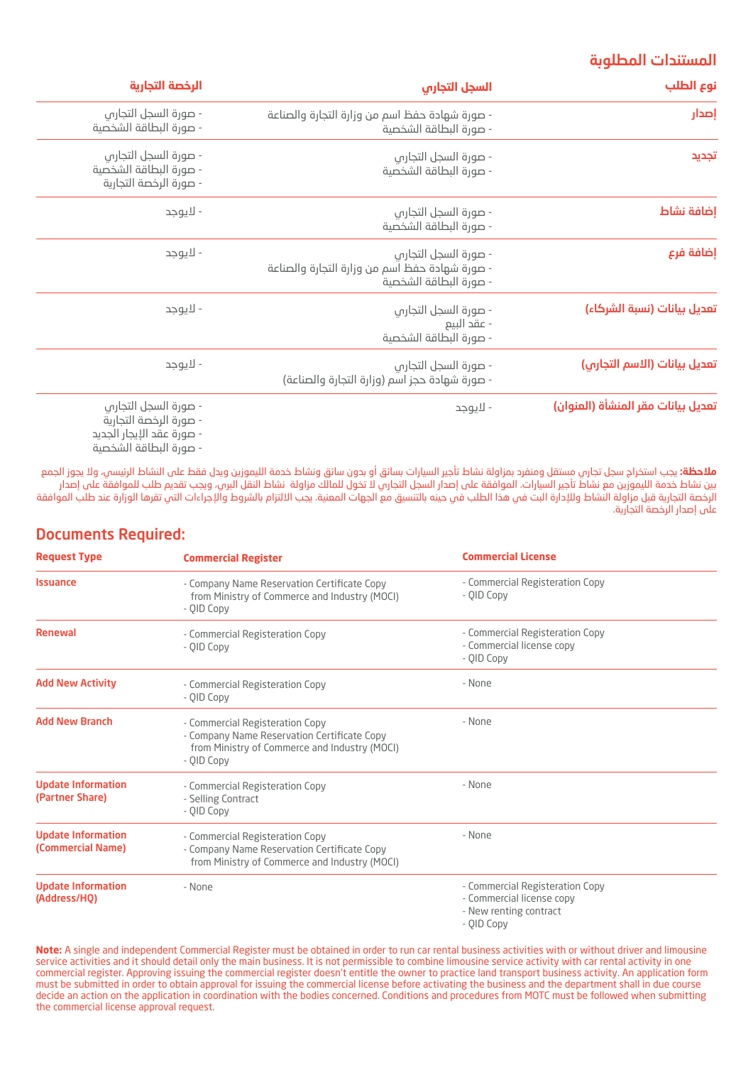## المستندات المطلوبة

| نوع الطلب | السجل التجاري | الرخصة التجارية |
| --- | --- | --- |
| إصدار | - صورة شهادة حفظ اسم من وزارة التجارة والصناعة<br>- صورة البطاقة الشخصية | - صورة السجل التجاري<br>- صورة البطاقة الشخصية |
| تجديد | - صورة السجل التجاري<br>- صورة البطاقة الشخصية | - صورة السجل التجاري<br>- صورة البطاقة الشخصية<br>- صورة الرخصة التجارية |
| إضافة نشاط | - صورة السجل التجاري<br>- صورة البطاقة الشخصية | - لايوجد |
| إضافة فرع | - صورة السجل التجاري<br>- صورة شهادة حفظ اسم من وزارة التجارة والصناعة<br>- صورة البطاقة الشخصية | - لايوجد |
| تعديل بيانات (نسبة الشركاء) | - صورة السجل التجاري<br>- عقد البيع<br>- صورة البطاقة الشخصية | - لايوجد |
| تعديل بيانات (الاسم التجاري) | - صورة السجل التجاري<br>- صورة شهادة حجز اسم (وزارة التجارة والصناعة) | - لايوجد |
| تعديل بيانات مقر المنشأة (العنوان) | - لايوجد | - صورة السجل التجاري<br>- صورة الرخصة التجارية<br>- صورة عقد الإيجار الجديد<br>- صورة البطاقة الشخصية |

**ملاحظة:** يجب استخراج سجل تجاري مستقل ومنفرد بمزاولة نشاط تأجير السيارات بسائق أو بدون سائق ونشاط خدمة الليموزين ويدل فقط على النشاط الرئيسي، ولا يجوز الجمع بين نشاط خدمة الليموزين مع نشاط تأجير السيارات. الموافقة على إصدار السجل التجاري لا تخول للمالك مزاولة نشاط النقل البري، ويجب تقديم طلب للموافقة على إصدار الرخصة التجارية قبل مزاولة النشاط وللإدارة البت في هذا الطلب في حينه بالتنسيق مع الجهات المعنية. يجب الالتزام بالشروط والإجراءات التي تقرها الوزارة عند طلب الموافقة على إصدار الرخصة التجارية.

## Documents Required:

| Request Type | Commercial Register | Commercial License |
| --- | --- | --- |
| Issuance | - Company Name Reservation Certificate Copy from Ministry of Commerce and Industry (MOCI)<br>- QID Copy | - Commercial Registeration Copy<br>- QID Copy |
| Renewal | - Commercial Registeration Copy<br>- QID Copy | - Commercial Registeration Copy<br>- Commercial license copy<br>- QID Copy |
| Add New Activity | - Commercial Registeration Copy<br>- QID Copy | - None |
| Add New Branch | - Commercial Registeration Copy<br>- Company Name Reservation Certificate Copy from Ministry of Commerce and Industry (MOCI)<br>- QID Copy | - None |
| Update Information (Partner Share) | - Commercial Registeration Copy<br>- Selling Contract<br>- QID Copy | - None |
| Update Information (Commercial Name) | - Commercial Registeration Copy<br>- Company Name Reservation Certificate Copy from Ministry of Commerce and Industry (MOCI) | - None |
| Update Information (Address/HQ) | - None | - Commercial Registeration Copy<br>- Commercial license copy<br>- New renting contract<br>- QID Copy |

**Note:** A single and independent Commercial Register must be obtained in order to run car rental business activities with or without driver and limousine service activities and it should detail only the main business. It is not permissible to combine limousine service activity with car rental activity in one commercial register. Approving issuing the commercial register doesn't entitle the owner to practice land transport business activity. An application form must be submitted in order to obtain approval for issuing the commercial license before activating the business and the department shall in due course decide an action on the application in coordination with the bodies concerned. Conditions and procedures from MOTC must be followed when submitting the commercial license approval request.